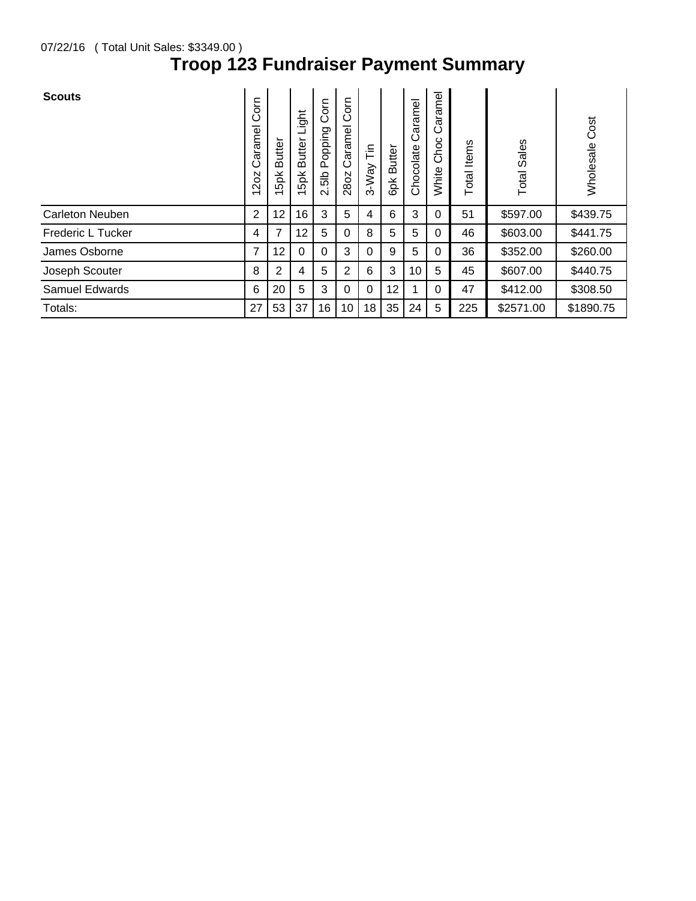07/22/16 ( Total Unit Sales: $3349.00 )

# Troop 123 Fundraiser Payment Summary

| Scouts | 12oz Caramel Corn | 15pk Butter | 15pk Butter Light | 2.5lb Popping Corn | 28oz Caramel Corn | 3-Way Tin | 6pk Butter | Chocolate Caramel | White Choc Caramel | Total Items | Total Sales | Wholesale Cost |
|---|---|---|---|---|---|---|---|---|---|---|---|---|
| Carleton Neuben | 2 | 12 | 16 | 3 | 5 | 4 | 6 | 3 | 0 | 51 | $597.00 | $439.75 |
| Frederic L Tucker | 4 | 7 | 12 | 5 | 0 | 8 | 5 | 5 | 0 | 46 | $603.00 | $441.75 |
| James Osborne | 7 | 12 | 0 | 0 | 3 | 0 | 9 | 5 | 0 | 36 | $352.00 | $260.00 |
| Joseph Scouter | 8 | 2 | 4 | 5 | 2 | 6 | 3 | 10 | 5 | 45 | $607.00 | $440.75 |
| Samuel Edwards | 6 | 20 | 5 | 3 | 0 | 0 | 12 | 1 | 0 | 47 | $412.00 | $308.50 |
| Totals: | 27 | 53 | 37 | 16 | 10 | 18 | 35 | 24 | 5 | 225 | $2571.00 | $1890.75 |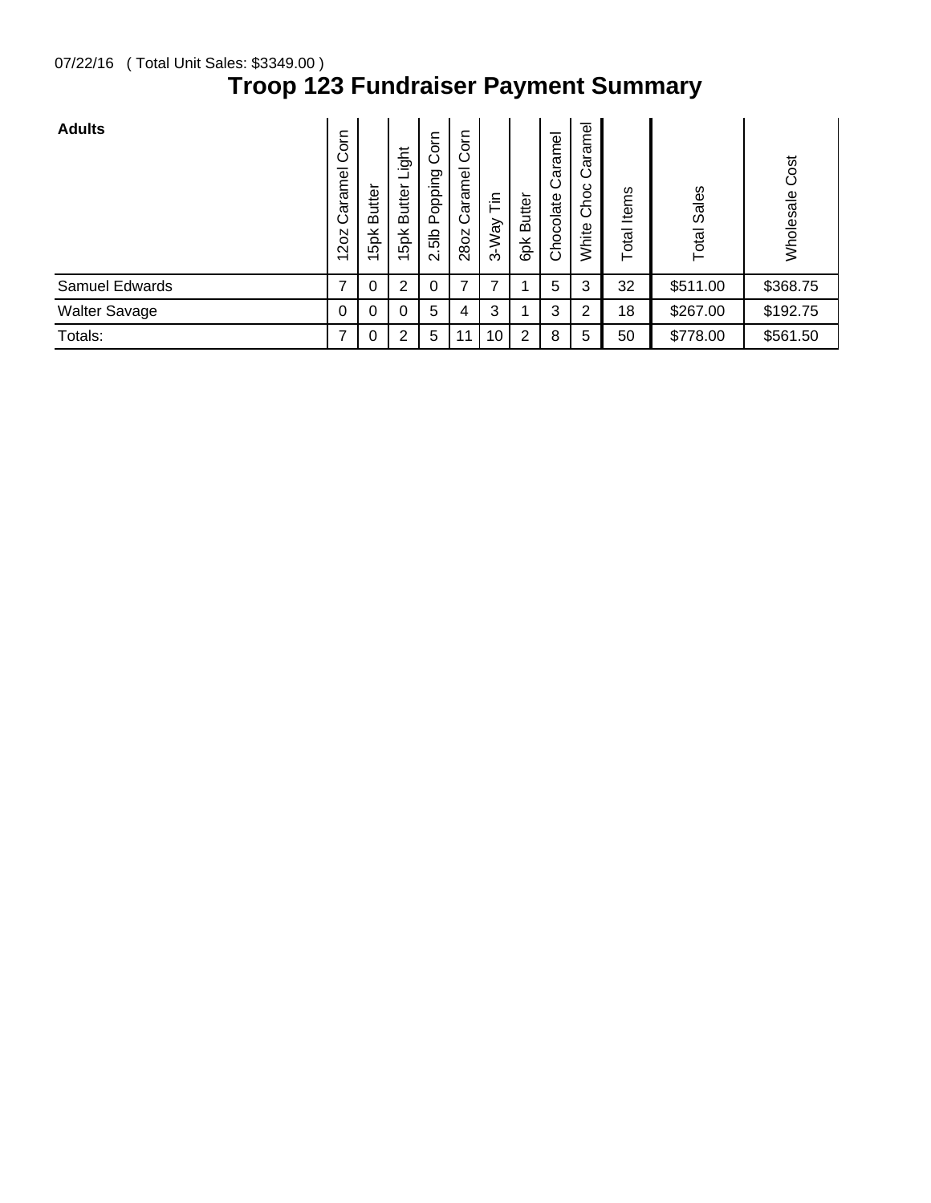07/22/16 ( Total Unit Sales: $3349.00 )

# Troop 123 Fundraiser Payment Summary

| Adults | 12oz Caramel Corn | 15pk Butter | 15pk Butter Light | 2.5lb Popping Corn | 28oz Caramel Corn | 3-Way Tin | 6pk Butter | Chocolate Caramel | White Choc Caramel | Total Items | Total Sales | Wholesale Cost |
|---|---|---|---|---|---|---|---|---|---|---|---|---|
| Samuel Edwards | 7 | 0 | 2 | 0 | 7 | 7 | 1 | 5 | 3 | 32 | $511.00 | $368.75 |
| Walter Savage | 0 | 0 | 0 | 5 | 4 | 3 | 1 | 3 | 2 | 18 | $267.00 | $192.75 |
| Totals: | 7 | 0 | 2 | 5 | 11 | 10 | 2 | 8 | 5 | 50 | $778.00 | $561.50 |